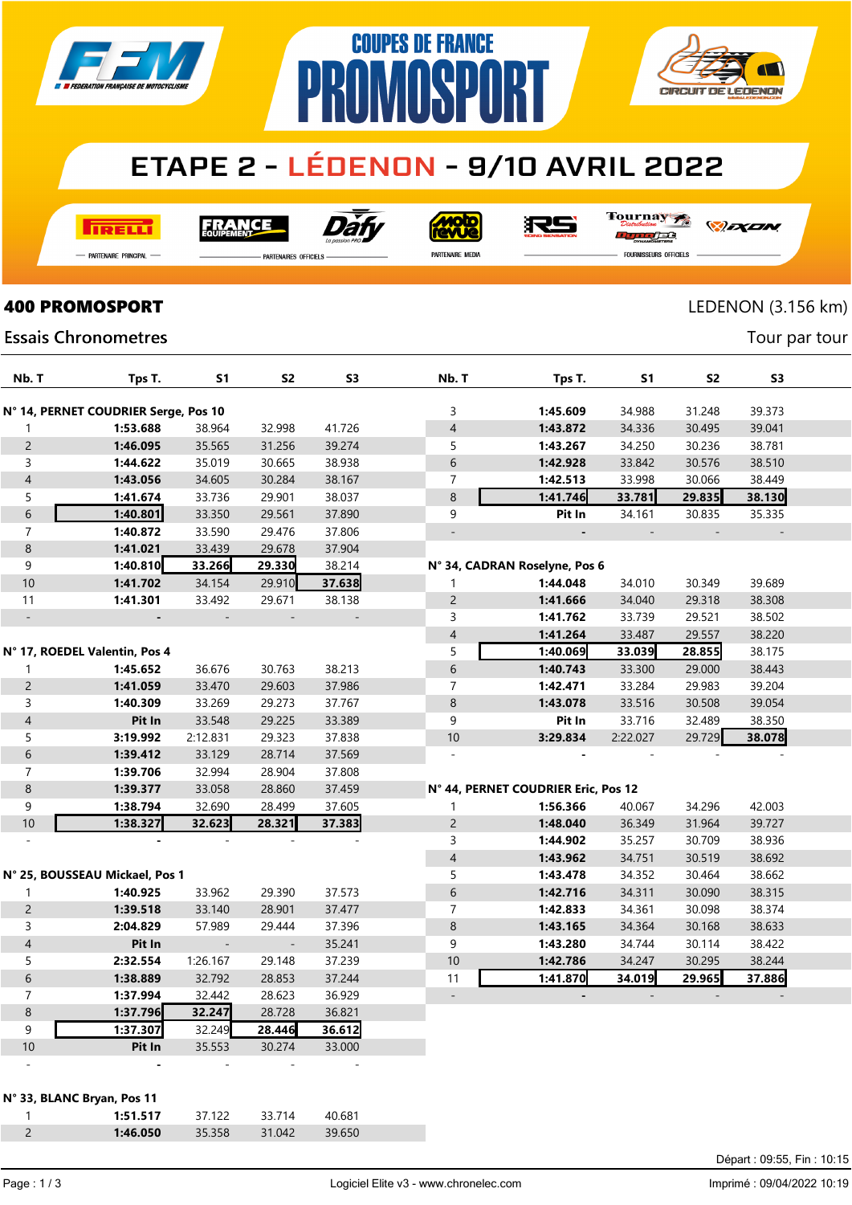# COUPES DE FRANCE PROMOSPORT

## ETAPE 2 - LÉDENON - 9/10 AVRIL 2022

PIRELLI — PARTENAIRE PRINCIPAL | FRANCE EQUIPEMENT, Dafy — PARTENAIRES OFFICIELS | moto revue — PARTENAIRE MEDIA | RS, Tournay Distribution, Dynojet, IXON — FOURNISSEURS OFFICIELS

**400 PROMOSPORT** — LEDENON (3.156 km)

Essais Chronometres — Tour par tour

### N° 14, PERNET COUDRIER Serge, Pos 10

| Nb. T | Tps T. | S1 | S2 | S3 |
|---|---|---|---|---|
| 1 | **1:53.688** | 38.964 | 32.998 | 41.726 |
| 2 | **1:46.095** | 35.565 | 31.256 | 39.274 |
| 3 | **1:44.622** | 35.019 | 30.665 | 38.938 |
| 4 | **1:43.056** | 34.605 | 30.284 | 38.167 |
| 5 | **1:41.674** | 33.736 | 29.901 | 38.037 |
| 6 | **1:40.801** | 33.350 | 29.561 | 37.890 |
| 7 | **1:40.872** | 33.590 | 29.476 | 37.806 |
| 8 | **1:41.021** | 33.439 | 29.678 | 37.904 |
| 9 | **1:40.810** | **33.266** | **29.330** | 38.214 |
| 10 | **1:41.702** | 34.154 | 29.910 | **37.638** |
| 11 | **1:41.301** | 33.492 | 29.671 | 38.138 |
| - | - | - | - | - |

### N° 17, ROEDEL Valentin, Pos 4

| Nb. T | Tps T. | S1 | S2 | S3 |
|---|---|---|---|---|
| 1 | **1:45.652** | 36.676 | 30.763 | 38.213 |
| 2 | **1:41.059** | 33.470 | 29.603 | 37.986 |
| 3 | **1:40.309** | 33.269 | 29.273 | 37.767 |
| 4 | **Pit In** | 33.548 | 29.225 | 33.389 |
| 5 | **3:19.992** | 2:12.831 | 29.323 | 37.838 |
| 6 | **1:39.412** | 33.129 | 28.714 | 37.569 |
| 7 | **1:39.706** | 32.994 | 28.904 | 37.808 |
| 8 | **1:39.377** | 33.058 | 28.860 | 37.459 |
| 9 | **1:38.794** | 32.690 | 28.499 | 37.605 |
| 10 | **1:38.327** | **32.623** | **28.321** | **37.383** |
| - | - | - | - | - |

### N° 25, BOUSSEAU Mickael, Pos 1

| Nb. T | Tps T. | S1 | S2 | S3 |
|---|---|---|---|---|
| 1 | **1:40.925** | 33.962 | 29.390 | 37.573 |
| 2 | **1:39.518** | 33.140 | 28.901 | 37.477 |
| 3 | **2:04.829** | 57.989 | 29.444 | 37.396 |
| 4 | **Pit In** | - | - | 35.241 |
| 5 | **2:32.554** | 1:26.167 | 29.148 | 37.239 |
| 6 | **1:38.889** | 32.792 | 28.853 | 37.244 |
| 7 | **1:37.994** | 32.442 | 28.623 | 36.929 |
| 8 | **1:37.796** | **32.247** | 28.728 | 36.821 |
| 9 | **1:37.307** | 32.249 | **28.446** | **36.612** |
| 10 | **Pit In** | 35.553 | 30.274 | 33.000 |
| - | - | - | - | - |

### N° 33, BLANC Bryan, Pos 11

| Nb. T | Tps T. | S1 | S2 | S3 |
|---|---|---|---|---|
| 1 | **1:51.517** | 37.122 | 33.714 | 40.681 |
| 2 | **1:46.050** | 35.358 | 31.042 | 39.650 |
| 3 | **1:45.609** | 34.988 | 31.248 | 39.373 |
| 4 | **1:43.872** | 34.336 | 30.495 | 39.041 |
| 5 | **1:43.267** | 34.250 | 30.236 | 38.781 |
| 6 | **1:42.928** | 33.842 | 30.576 | 38.510 |
| 7 | **1:42.513** | 33.998 | 30.066 | 38.449 |
| 8 | **1:41.746** | **33.781** | **29.835** | **38.130** |
| 9 | **Pit In** | 34.161 | 30.835 | 35.335 |
| - | - | - | - | - |

### N° 34, CADRAN Roselyne, Pos 6

| Nb. T | Tps T. | S1 | S2 | S3 |
|---|---|---|---|---|
| 1 | **1:44.048** | 34.010 | 30.349 | 39.689 |
| 2 | **1:41.666** | 34.040 | 29.318 | 38.308 |
| 3 | **1:41.762** | 33.739 | 29.521 | 38.502 |
| 4 | **1:41.264** | 33.487 | 29.557 | 38.220 |
| 5 | **1:40.069** | **33.039** | **28.855** | 38.175 |
| 6 | **1:40.743** | 33.300 | 29.000 | 38.443 |
| 7 | **1:42.471** | 33.284 | 29.983 | 39.204 |
| 8 | **1:43.078** | 33.516 | 30.508 | 39.054 |
| 9 | **Pit In** | 33.716 | 32.489 | 38.350 |
| 10 | **3:29.834** | 2:22.027 | 29.729 | **38.078** |
| - | - | - | - | - |

### N° 44, PERNET COUDRIER Eric, Pos 12

| Nb. T | Tps T. | S1 | S2 | S3 |
|---|---|---|---|---|
| 1 | **1:56.366** | 40.067 | 34.296 | 42.003 |
| 2 | **1:48.040** | 36.349 | 31.964 | 39.727 |
| 3 | **1:44.902** | 35.257 | 30.709 | 38.936 |
| 4 | **1:43.962** | 34.751 | 30.519 | 38.692 |
| 5 | **1:43.478** | 34.352 | 30.464 | 38.662 |
| 6 | **1:42.716** | 34.311 | 30.090 | 38.315 |
| 7 | **1:42.833** | 34.361 | 30.098 | 38.374 |
| 8 | **1:43.165** | 34.364 | 30.168 | 38.633 |
| 9 | **1:43.280** | 34.744 | 30.114 | 38.422 |
| 10 | **1:42.786** | 34.247 | 30.295 | 38.244 |
| 11 | **1:41.870** | **34.019** | **29.965** | **37.886** |
| - | - | - | - | - |

Départ : 09:55, Fin : 10:15

Logiciel Elite v3 - www.chronelec.com — Imprimé : 09/04/2022 10:19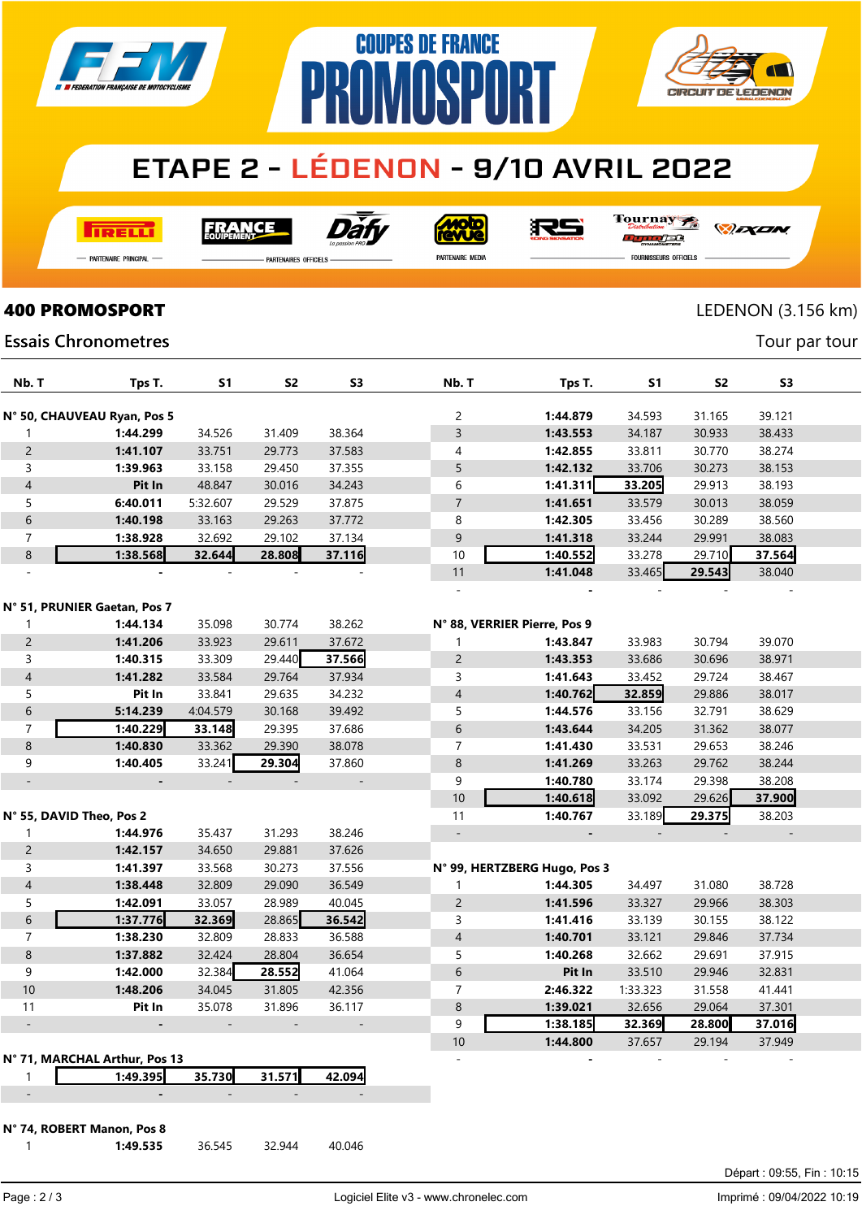# COUPES DE FRANCE PROMOSPORT

## ETAPE 2 - LÉDENON - 9/10 AVRIL 2022

PARTENAIRE PRINCIPAL — PARTENAIRES OFFICIELS — PARTENAIRE MEDIA — FOURNISSEURS OFFICIELS

**400 PROMOSPORT** — LEDENON (3.156 km)

Essais Chronometres — Tour par tour

**N° 50, CHAUVEAU Ryan, Pos 5**

| Nb. T | Tps T. | S1 | S2 | S3 |
|---|---|---|---|---|
| 1 | 1:44.299 | 34.526 | 31.409 | 38.364 |
| 2 | 1:41.107 | 33.751 | 29.773 | 37.583 |
| 3 | 1:39.963 | 33.158 | 29.450 | 37.355 |
| 4 | Pit In | 48.847 | 30.016 | 34.243 |
| 5 | 6:40.011 | 5:32.607 | 29.529 | 37.875 |
| 6 | 1:40.198 | 33.163 | 29.263 | 37.772 |
| 7 | 1:38.928 | 32.692 | 29.102 | 37.134 |
| 8 | 1:38.568 | 32.644 | 28.808 | 37.116 |
| - | - | - | - | - |

**N° 51, PRUNIER Gaetan, Pos 7**

| Nb. T | Tps T. | S1 | S2 | S3 |
|---|---|---|---|---|
| 1 | 1:44.134 | 35.098 | 30.774 | 38.262 |
| 2 | 1:41.206 | 33.923 | 29.611 | 37.672 |
| 3 | 1:40.315 | 33.309 | 29.440 | 37.566 |
| 4 | 1:41.282 | 33.584 | 29.764 | 37.934 |
| 5 | Pit In | 33.841 | 29.635 | 34.232 |
| 6 | 5:14.239 | 4:04.579 | 30.168 | 39.492 |
| 7 | 1:40.229 | 33.148 | 29.395 | 37.686 |
| 8 | 1:40.830 | 33.362 | 29.390 | 38.078 |
| 9 | 1:40.405 | 33.241 | 29.304 | 37.860 |
| - | - | - | - | - |

**N° 55, DAVID Theo, Pos 2**

| Nb. T | Tps T. | S1 | S2 | S3 |
|---|---|---|---|---|
| 1 | 1:44.976 | 35.437 | 31.293 | 38.246 |
| 2 | 1:42.157 | 34.650 | 29.881 | 37.626 |
| 3 | 1:41.397 | 33.568 | 30.273 | 37.556 |
| 4 | 1:38.448 | 32.809 | 29.090 | 36.549 |
| 5 | 1:42.091 | 33.057 | 28.989 | 40.045 |
| 6 | 1:37.776 | 32.369 | 28.865 | 36.542 |
| 7 | 1:38.230 | 32.809 | 28.833 | 36.588 |
| 8 | 1:37.882 | 32.424 | 28.804 | 36.654 |
| 9 | 1:42.000 | 32.384 | 28.552 | 41.064 |
| 10 | 1:48.206 | 34.045 | 31.805 | 42.356 |
| 11 | Pit In | 35.078 | 31.896 | 36.117 |
| - | - | - | - | - |

**N° 71, MARCHAL Arthur, Pos 13**

| Nb. T | Tps T. | S1 | S2 | S3 |
|---|---|---|---|---|
| 1 | 1:49.395 | 35.730 | 31.571 | 42.094 |
| - | - | - | - | - |

**N° 74, ROBERT Manon, Pos 8**

| Nb. T | Tps T. | S1 | S2 | S3 |
|---|---|---|---|---|
| 1 | 1:49.535 | 36.545 | 32.944 | 40.046 |
| 2 | 1:44.879 | 34.593 | 31.165 | 39.121 |
| 3 | 1:43.553 | 34.187 | 30.933 | 38.433 |
| 4 | 1:42.855 | 33.811 | 30.770 | 38.274 |
| 5 | 1:42.132 | 33.706 | 30.273 | 38.153 |
| 6 | 1:41.311 | 33.205 | 29.913 | 38.193 |
| 7 | 1:41.651 | 33.579 | 30.013 | 38.059 |
| 8 | 1:42.305 | 33.456 | 30.289 | 38.560 |
| 9 | 1:41.318 | 33.244 | 29.991 | 38.083 |
| 10 | 1:40.552 | 33.278 | 29.710 | 37.564 |
| 11 | 1:41.048 | 33.465 | 29.543 | 38.040 |
| - | - | - | - | - |

**N° 88, VERRIER Pierre, Pos 9**

| Nb. T | Tps T. | S1 | S2 | S3 |
|---|---|---|---|---|
| 1 | 1:43.847 | 33.983 | 30.794 | 39.070 |
| 2 | 1:43.353 | 33.686 | 30.696 | 38.971 |
| 3 | 1:41.643 | 33.452 | 29.724 | 38.467 |
| 4 | 1:40.762 | 32.859 | 29.886 | 38.017 |
| 5 | 1:44.576 | 33.156 | 32.791 | 38.629 |
| 6 | 1:43.644 | 34.205 | 31.362 | 38.077 |
| 7 | 1:41.430 | 33.531 | 29.653 | 38.246 |
| 8 | 1:41.269 | 33.263 | 29.762 | 38.244 |
| 9 | 1:40.780 | 33.174 | 29.398 | 38.208 |
| 10 | 1:40.618 | 33.092 | 29.626 | 37.900 |
| 11 | 1:40.767 | 33.189 | 29.375 | 38.203 |
| - | - | - | - | - |

**N° 99, HERTZBERG Hugo, Pos 3**

| Nb. T | Tps T. | S1 | S2 | S3 |
|---|---|---|---|---|
| 1 | 1:44.305 | 34.497 | 31.080 | 38.728 |
| 2 | 1:41.596 | 33.327 | 29.966 | 38.303 |
| 3 | 1:41.416 | 33.139 | 30.155 | 38.122 |
| 4 | 1:40.701 | 33.121 | 29.846 | 37.734 |
| 5 | 1:40.268 | 32.662 | 29.691 | 37.915 |
| 6 | Pit In | 33.510 | 29.946 | 32.831 |
| 7 | 2:46.322 | 1:33.323 | 31.558 | 41.441 |
| 8 | 1:39.021 | 32.656 | 29.064 | 37.301 |
| 9 | 1:38.185 | 32.369 | 28.800 | 37.016 |
| 10 | 1:44.800 | 37.657 | 29.194 | 37.949 |
| - | - | - | - | - |

Départ : 09:55, Fin : 10:15

Logiciel Elite v3 - www.chronelec.com — Imprimé : 09/04/2022 10:19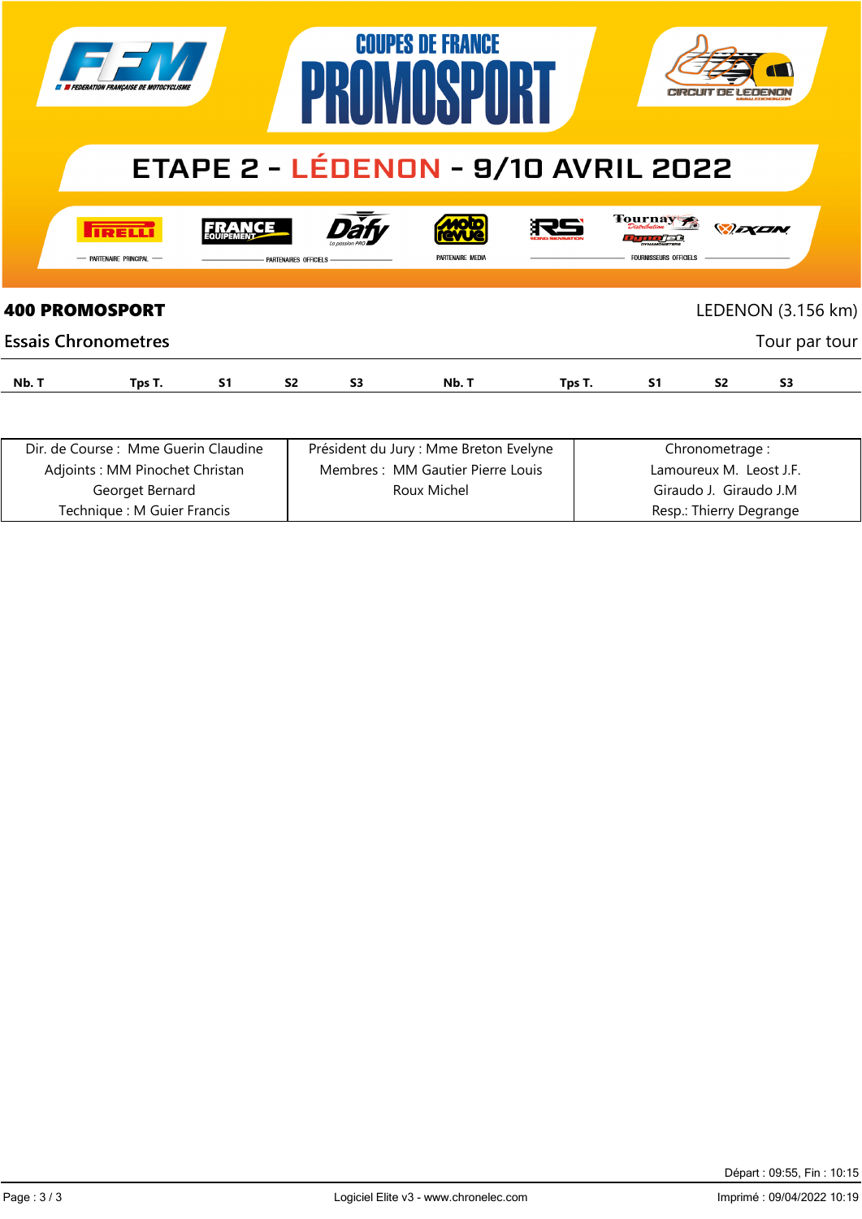# ETAPE 2 - LÉDENON - 9/10 AVRIL 2022

## 400 PROMOSPORT

LEDENON (3.156 km)

Essais Chronometres

Tour par tour

| Nb. T | Tps T. | S1 | S2 | S3 | Nb. T | Tps T. | S1 | S2 | S3 |
|---|---|---|---|---|---|---|---|---|---|

| | | |
|---|---|---|
| Dir. de Course : Mme Guerin Claudine<br>Adjoints : MM Pinochet Christan<br>Georget Bernard<br>Technique : M Guier Francis | Président du Jury : Mme Breton Evelyne<br>Membres : MM Gautier Pierre Louis<br>Roux Michel | Chronometrage :<br>Lamoureux M. Leost J.F.<br>Giraudo J. Giraudo J.M<br>Resp.: Thierry Degrange |

Départ : 09:55, Fin : 10:15

Logiciel Elite v3 - www.chronelec.com

Imprimé : 09/04/2022 10:19